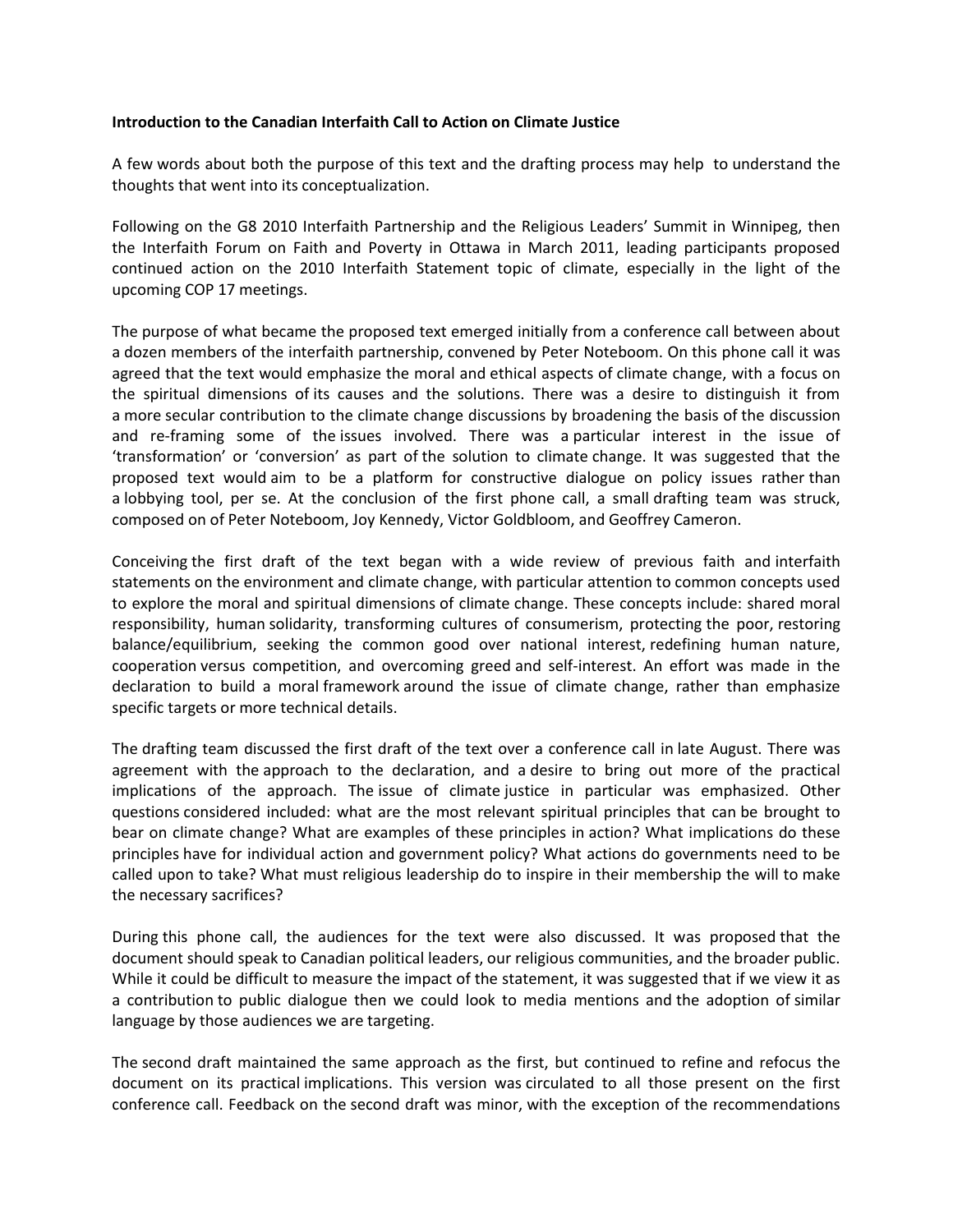**Introduction to the Canadian Interfaith Call to Action on Climate Justice**

A few words about both the purpose of this text and the drafting process may help to understand the thoughts that went into its conceptualization.

Following on the G8 2010 Interfaith Partnership and the Religious Leaders' Summit in Winnipeg, then the Interfaith Forum on Faith and Poverty in Ottawa in March 2011, leading participants proposed continued action on the 2010 Interfaith Statement topic of climate, especially in the light of the upcoming COP 17 meetings.

The purpose of what became the proposed text emerged initially from a conference call between about a dozen members of the interfaith partnership, convened by Peter Noteboom. On this phone call it was agreed that the text would emphasize the moral and ethical aspects of climate change, with a focus on the spiritual dimensions of its causes and the solutions. There was a desire to distinguish it from a more secular contribution to the climate change discussions by broadening the basis of the discussion and re-framing some of the issues involved. There was a particular interest in the issue of 'transformation' or 'conversion' as part of the solution to climate change. It was suggested that the proposed text would aim to be a platform for constructive dialogue on policy issues rather than a lobbying tool, per se. At the conclusion of the first phone call, a small drafting team was struck, composed on of Peter Noteboom, Joy Kennedy, Victor Goldbloom, and Geoffrey Cameron.

Conceiving the first draft of the text began with a wide review of previous faith and interfaith statements on the environment and climate change, with particular attention to common concepts used to explore the moral and spiritual dimensions of climate change. These concepts include: shared moral responsibility, human solidarity, transforming cultures of consumerism, protecting the poor, restoring balance/equilibrium, seeking the common good over national interest, redefining human nature, cooperation versus competition, and overcoming greed and self-interest. An effort was made in the declaration to build a moral framework around the issue of climate change, rather than emphasize specific targets or more technical details.

The drafting team discussed the first draft of the text over a conference call in late August. There was agreement with the approach to the declaration, and a desire to bring out more of the practical implications of the approach. The issue of climate justice in particular was emphasized. Other questions considered included: what are the most relevant spiritual principles that can be brought to bear on climate change? What are examples of these principles in action? What implications do these principles have for individual action and government policy? What actions do governments need to be called upon to take? What must religious leadership do to inspire in their membership the will to make the necessary sacrifices?

During this phone call, the audiences for the text were also discussed. It was proposed that the document should speak to Canadian political leaders, our religious communities, and the broader public. While it could be difficult to measure the impact of the statement, it was suggested that if we view it as a contribution to public dialogue then we could look to media mentions and the adoption of similar language by those audiences we are targeting.

The second draft maintained the same approach as the first, but continued to refine and refocus the document on its practical implications. This version was circulated to all those present on the first conference call. Feedback on the second draft was minor, with the exception of the recommendations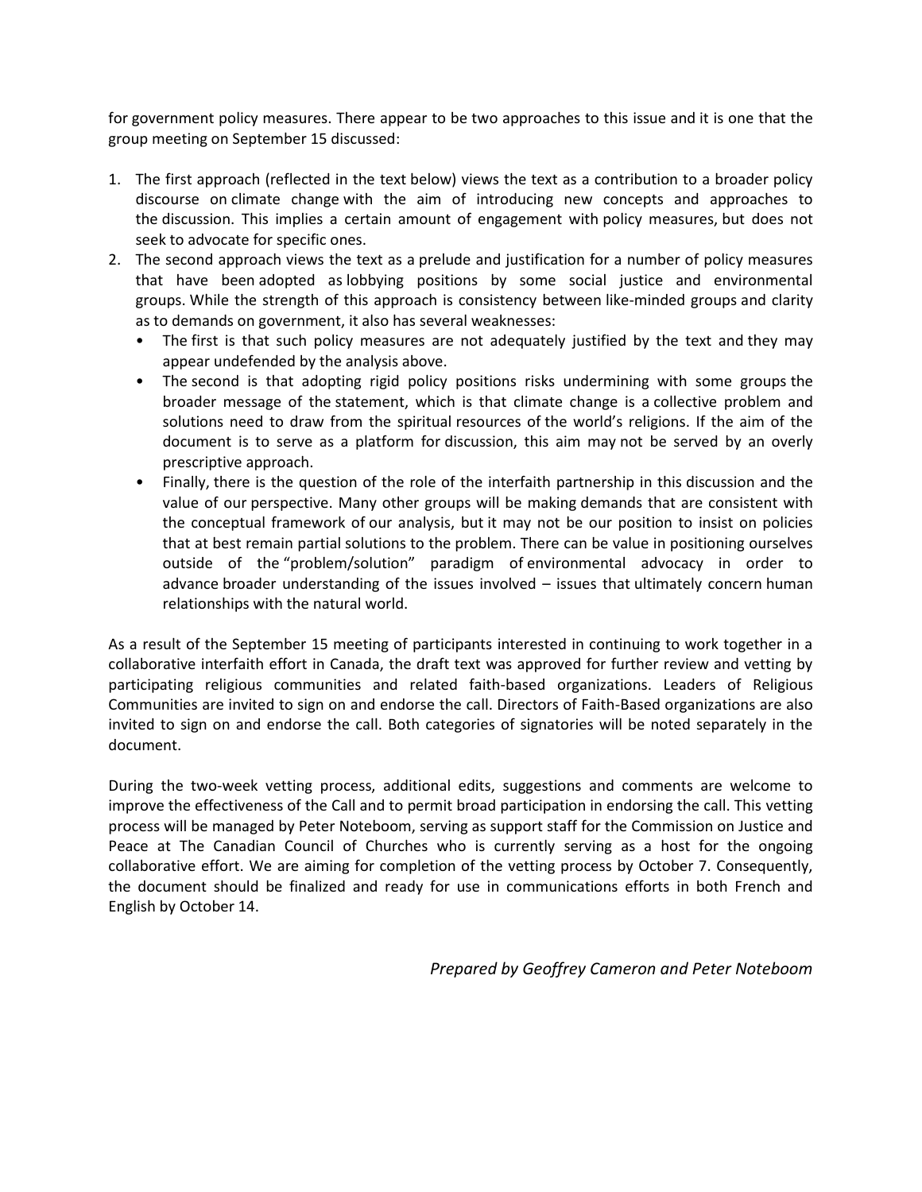for government policy measures. There appear to be two approaches to this issue and it is one that the group meeting on September 15 discussed:

1. The first approach (reflected in the text below) views the text as a contribution to a broader policy discourse on climate change with the aim of introducing new concepts and approaches to the discussion. This implies a certain amount of engagement with policy measures, but does not seek to advocate for specific ones.
2. The second approach views the text as a prelude and justification for a number of policy measures that have been adopted as lobbying positions by some social justice and environmental groups. While the strength of this approach is consistency between like-minded groups and clarity as to demands on government, it also has several weaknesses:
   - The first is that such policy measures are not adequately justified by the text and they may appear undefended by the analysis above.
   - The second is that adopting rigid policy positions risks undermining with some groups the broader message of the statement, which is that climate change is a collective problem and solutions need to draw from the spiritual resources of the world's religions. If the aim of the document is to serve as a platform for discussion, this aim may not be served by an overly prescriptive approach.
   - Finally, there is the question of the role of the interfaith partnership in this discussion and the value of our perspective. Many other groups will be making demands that are consistent with the conceptual framework of our analysis, but it may not be our position to insist on policies that at best remain partial solutions to the problem. There can be value in positioning ourselves outside of the "problem/solution" paradigm of environmental advocacy in order to advance broader understanding of the issues involved – issues that ultimately concern human relationships with the natural world.

As a result of the September 15 meeting of participants interested in continuing to work together in a collaborative interfaith effort in Canada, the draft text was approved for further review and vetting by participating religious communities and related faith-based organizations. Leaders of Religious Communities are invited to sign on and endorse the call. Directors of Faith-Based organizations are also invited to sign on and endorse the call. Both categories of signatories will be noted separately in the document.

During the two-week vetting process, additional edits, suggestions and comments are welcome to improve the effectiveness of the Call and to permit broad participation in endorsing the call. This vetting process will be managed by Peter Noteboom, serving as support staff for the Commission on Justice and Peace at The Canadian Council of Churches who is currently serving as a host for the ongoing collaborative effort. We are aiming for completion of the vetting process by October 7. Consequently, the document should be finalized and ready for use in communications efforts in both French and English by October 14.

*Prepared by Geoffrey Cameron and Peter Noteboom*